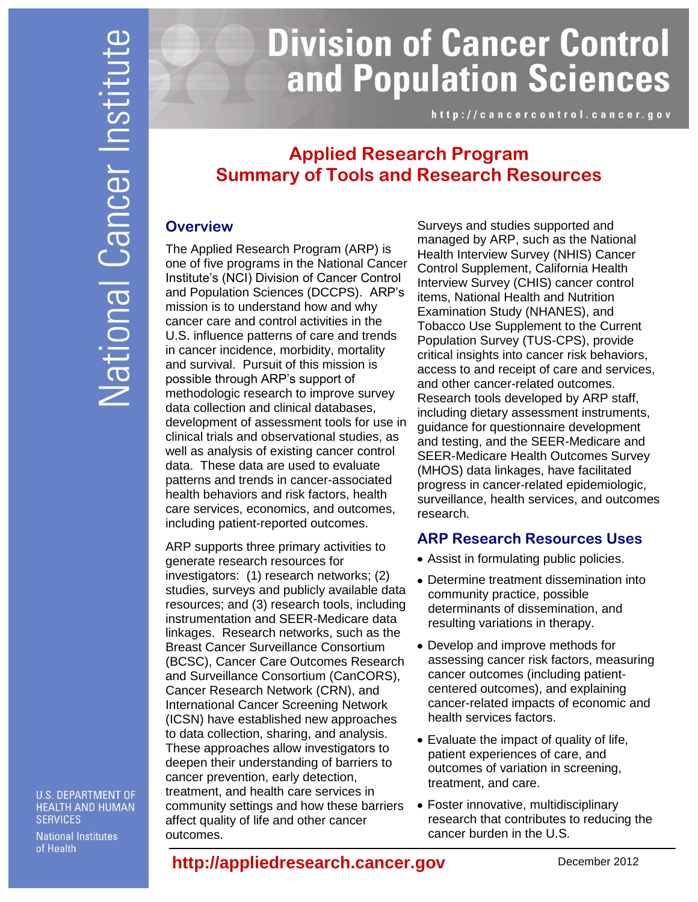National Cancer Institute

# Division of Cancer Control and Population Sciences

http://cancercontrol.cancer.gov

## Applied Research Program
## Summary of Tools and Research Resources

### Overview

The Applied Research Program (ARP) is one of five programs in the National Cancer Institute's (NCI) Division of Cancer Control and Population Sciences (DCCPS). ARP's mission is to understand how and why cancer care and control activities in the U.S. influence patterns of care and trends in cancer incidence, morbidity, mortality and survival. Pursuit of this mission is possible through ARP's support of methodologic research to improve survey data collection and clinical databases, development of assessment tools for use in clinical trials and observational studies, as well as analysis of existing cancer control data. These data are used to evaluate patterns and trends in cancer-associated health behaviors and risk factors, health care services, economics, and outcomes, including patient-reported outcomes.

ARP supports three primary activities to generate research resources for investigators: (1) research networks; (2) studies, surveys and publicly available data resources; and (3) research tools, including instrumentation and SEER-Medicare data linkages. Research networks, such as the Breast Cancer Surveillance Consortium (BCSC), Cancer Care Outcomes Research and Surveillance Consortium (CanCORS), Cancer Research Network (CRN), and International Cancer Screening Network (ICSN) have established new approaches to data collection, sharing, and analysis. These approaches allow investigators to deepen their understanding of barriers to cancer prevention, early detection, treatment, and health care services in community settings and how these barriers affect quality of life and other cancer outcomes.

Surveys and studies supported and managed by ARP, such as the National Health Interview Survey (NHIS) Cancer Control Supplement, California Health Interview Survey (CHIS) cancer control items, National Health and Nutrition Examination Study (NHANES), and Tobacco Use Supplement to the Current Population Survey (TUS-CPS), provide critical insights into cancer risk behaviors, access to and receipt of care and services, and other cancer-related outcomes. Research tools developed by ARP staff, including dietary assessment instruments, guidance for questionnaire development and testing, and the SEER-Medicare and SEER-Medicare Health Outcomes Survey (MHOS) data linkages, have facilitated progress in cancer-related epidemiologic, surveillance, health services, and outcomes research.

### ARP Research Resources Uses

- Assist in formulating public policies.
- Determine treatment dissemination into community practice, possible determinants of dissemination, and resulting variations in therapy.
- Develop and improve methods for assessing cancer risk factors, measuring cancer outcomes (including patient-centered outcomes), and explaining cancer-related impacts of economic and health services factors.
- Evaluate the impact of quality of life, patient experiences of care, and outcomes of variation in screening, treatment, and care.
- Foster innovative, multidisciplinary research that contributes to reducing the cancer burden in the U.S.

U.S. DEPARTMENT OF HEALTH AND HUMAN SERVICES

National Institutes of Health

**http://appliedresearch.cancer.gov**

December 2012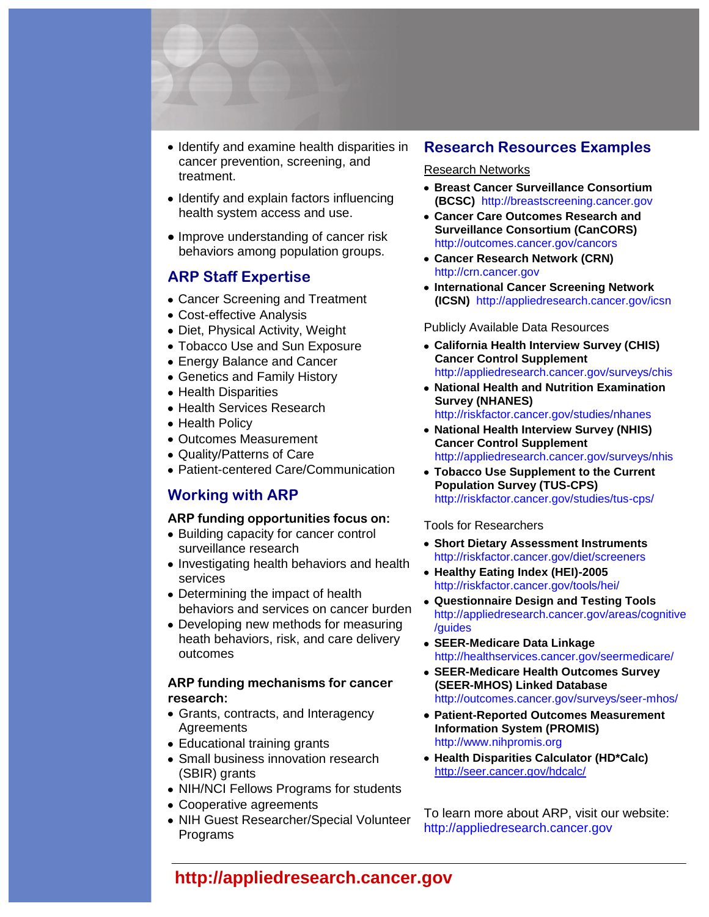- Identify and examine health disparities in cancer prevention, screening, and treatment.
- Identify and explain factors influencing health system access and use.
- Improve understanding of cancer risk behaviors among population groups.

## ARP Staff Expertise

- Cancer Screening and Treatment
- Cost-effective Analysis
- Diet, Physical Activity, Weight
- Tobacco Use and Sun Exposure
- Energy Balance and Cancer
- Genetics and Family History
- Health Disparities
- Health Services Research
- Health Policy
- Outcomes Measurement
- Quality/Patterns of Care
- Patient-centered Care/Communication

## Working with ARP

**ARP funding opportunities focus on:**

- Building capacity for cancer control surveillance research
- Investigating health behaviors and health services
- Determining the impact of health behaviors and services on cancer burden
- Developing new methods for measuring heath behaviors, risk, and care delivery outcomes

**ARP funding mechanisms for cancer research:**

- Grants, contracts, and Interagency Agreements
- Educational training grants
- Small business innovation research (SBIR) grants
- NIH/NCI Fellows Programs for students
- Cooperative agreements
- NIH Guest Researcher/Special Volunteer Programs

## Research Resources Examples

Research Networks

- **Breast Cancer Surveillance Consortium (BCSC)** http://breastscreening.cancer.gov
- **Cancer Care Outcomes Research and Surveillance Consortium (CanCORS)** http://outcomes.cancer.gov/cancors
- **Cancer Research Network (CRN)** http://crn.cancer.gov
- **International Cancer Screening Network (ICSN)** http://appliedresearch.cancer.gov/icsn

Publicly Available Data Resources

- **California Health Interview Survey (CHIS) Cancer Control Supplement** http://appliedresearch.cancer.gov/surveys/chis
- **National Health and Nutrition Examination Survey (NHANES)** http://riskfactor.cancer.gov/studies/nhanes
- **National Health Interview Survey (NHIS) Cancer Control Supplement** http://appliedresearch.cancer.gov/surveys/nhis
- **Tobacco Use Supplement to the Current Population Survey (TUS-CPS)** http://riskfactor.cancer.gov/studies/tus-cps/

Tools for Researchers

- **Short Dietary Assessment Instruments** http://riskfactor.cancer.gov/diet/screeners
- **Healthy Eating Index (HEI)-2005** http://riskfactor.cancer.gov/tools/hei/
- **Questionnaire Design and Testing Tools** http://appliedresearch.cancer.gov/areas/cognitive/guides
- **SEER-Medicare Data Linkage** http://healthservices.cancer.gov/seermedicare/
- **SEER-Medicare Health Outcomes Survey (SEER-MHOS) Linked Database** http://outcomes.cancer.gov/surveys/seer-mhos/
- **Patient-Reported Outcomes Measurement Information System (PROMIS)** http://www.nihpromis.org
- **Health Disparities Calculator (HD*Calc)** http://seer.cancer.gov/hdcalc/

To learn more about ARP, visit our website: http://appliedresearch.cancer.gov

**http://appliedresearch.cancer.gov**